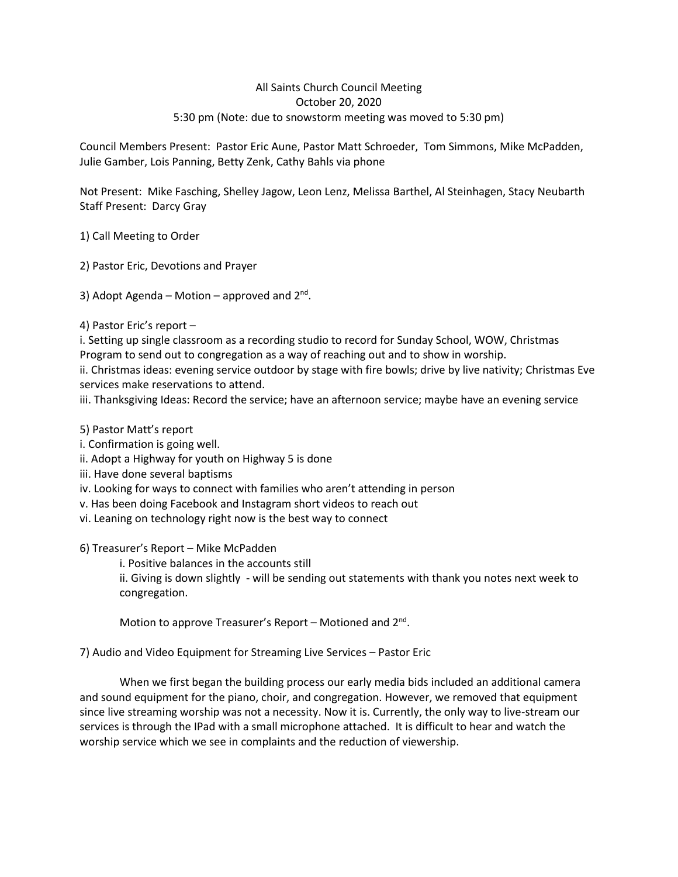All Saints Church Council Meeting
October 20, 2020
5:30 pm (Note: due to snowstorm meeting was moved to 5:30 pm)

Council Members Present: Pastor Eric Aune, Pastor Matt Schroeder, Tom Simmons, Mike McPadden, Julie Gamber, Lois Panning, Betty Zenk, Cathy Bahls via phone

Not Present: Mike Fasching, Shelley Jagow, Leon Lenz, Melissa Barthel, Al Steinhagen, Stacy Neubarth
Staff Present: Darcy Gray

1) Call Meeting to Order

2) Pastor Eric, Devotions and Prayer

3) Adopt Agenda – Motion – approved and 2nd.

4) Pastor Eric's report –
i. Setting up single classroom as a recording studio to record for Sunday School, WOW, Christmas Program to send out to congregation as a way of reaching out and to show in worship.
ii. Christmas ideas: evening service outdoor by stage with fire bowls; drive by live nativity; Christmas Eve services make reservations to attend.
iii. Thanksgiving Ideas: Record the service; have an afternoon service; maybe have an evening service

5) Pastor Matt's report
i. Confirmation is going well.
ii. Adopt a Highway for youth on Highway 5 is done
iii. Have done several baptisms
iv. Looking for ways to connect with families who aren't attending in person
v. Has been doing Facebook and Instagram short videos to reach out
vi. Leaning on technology right now is the best way to connect

6) Treasurer's Report – Mike McPadden
i. Positive balances in the accounts still
ii. Giving is down slightly - will be sending out statements with thank you notes next week to congregation.

Motion to approve Treasurer's Report – Motioned and 2nd.

7) Audio and Video Equipment for Streaming Live Services – Pastor Eric

When we first began the building process our early media bids included an additional camera and sound equipment for the piano, choir, and congregation. However, we removed that equipment since live streaming worship was not a necessity. Now it is. Currently, the only way to live-stream our services is through the IPad with a small microphone attached. It is difficult to hear and watch the worship service which we see in complaints and the reduction of viewership.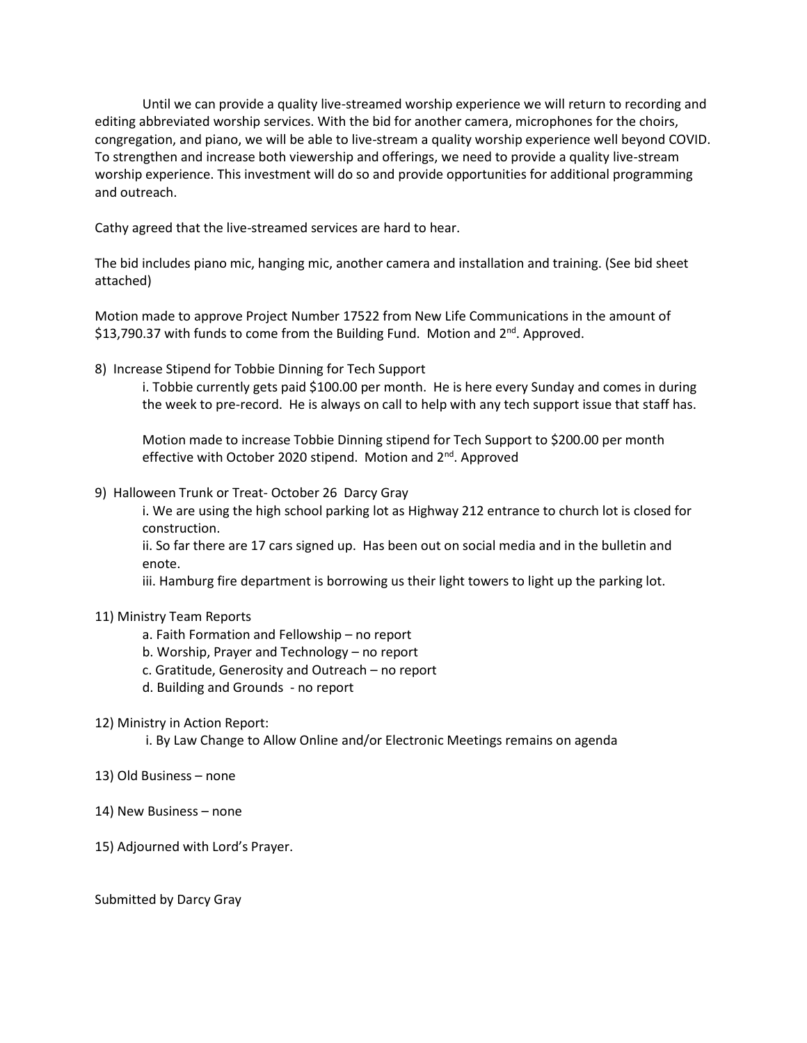Until we can provide a quality live-streamed worship experience we will return to recording and editing abbreviated worship services. With the bid for another camera, microphones for the choirs, congregation, and piano, we will be able to live-stream a quality worship experience well beyond COVID. To strengthen and increase both viewership and offerings, we need to provide a quality live-stream worship experience. This investment will do so and provide opportunities for additional programming and outreach.

Cathy agreed that the live-streamed services are hard to hear.

The bid includes piano mic, hanging mic, another camera and installation and training. (See bid sheet attached)

Motion made to approve Project Number 17522 from New Life Communications in the amount of $13,790.37 with funds to come from the Building Fund. Motion and 2nd. Approved.

8) Increase Stipend for Tobbie Dinning for Tech Support

   i. Tobbie currently gets paid $100.00 per month. He is here every Sunday and comes in during the week to pre-record. He is always on call to help with any tech support issue that staff has.

   Motion made to increase Tobbie Dinning stipend for Tech Support to $200.00 per month effective with October 2020 stipend. Motion and 2nd. Approved

9) Halloween Trunk or Treat- October 26 Darcy Gray

   i. We are using the high school parking lot as Highway 212 entrance to church lot is closed for construction.

   ii. So far there are 17 cars signed up. Has been out on social media and in the bulletin and enote.

   iii. Hamburg fire department is borrowing us their light towers to light up the parking lot.

11) Ministry Team Reports

   a. Faith Formation and Fellowship – no report

   b. Worship, Prayer and Technology – no report

   c. Gratitude, Generosity and Outreach – no report

   d. Building and Grounds - no report

12) Ministry in Action Report:

   i. By Law Change to Allow Online and/or Electronic Meetings remains on agenda

13) Old Business – none

14) New Business – none

15) Adjourned with Lord's Prayer.

Submitted by Darcy Gray